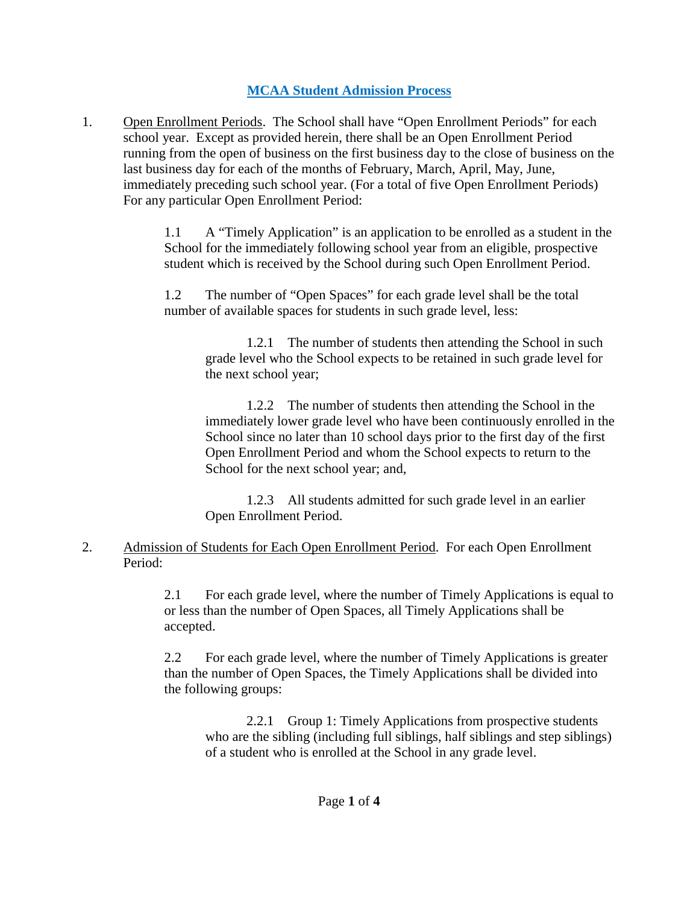# MCAA Student Admission Process

1. Open Enrollment Periods. The School shall have "Open Enrollment Periods" for each school year. Except as provided herein, there shall be an Open Enrollment Period running from the open of business on the first business day to the close of business on the last business day for each of the months of February, March, April, May, June, immediately preceding such school year. (For a total of five Open Enrollment Periods) For any particular Open Enrollment Period:

   1.1 A "Timely Application" is an application to be enrolled as a student in the School for the immediately following school year from an eligible, prospective student which is received by the School during such Open Enrollment Period.

   1.2 The number of "Open Spaces" for each grade level shall be the total number of available spaces for students in such grade level, less:

      1.2.1 The number of students then attending the School in such grade level who the School expects to be retained in such grade level for the next school year;

      1.2.2 The number of students then attending the School in the immediately lower grade level who have been continuously enrolled in the School since no later than 10 school days prior to the first day of the first Open Enrollment Period and whom the School expects to return to the School for the next school year; and,

      1.2.3 All students admitted for such grade level in an earlier Open Enrollment Period.

2. Admission of Students for Each Open Enrollment Period. For each Open Enrollment Period:

   2.1 For each grade level, where the number of Timely Applications is equal to or less than the number of Open Spaces, all Timely Applications shall be accepted.

   2.2 For each grade level, where the number of Timely Applications is greater than the number of Open Spaces, the Timely Applications shall be divided into the following groups:

      2.2.1 Group 1: Timely Applications from prospective students who are the sibling (including full siblings, half siblings and step siblings) of a student who is enrolled at the School in any grade level.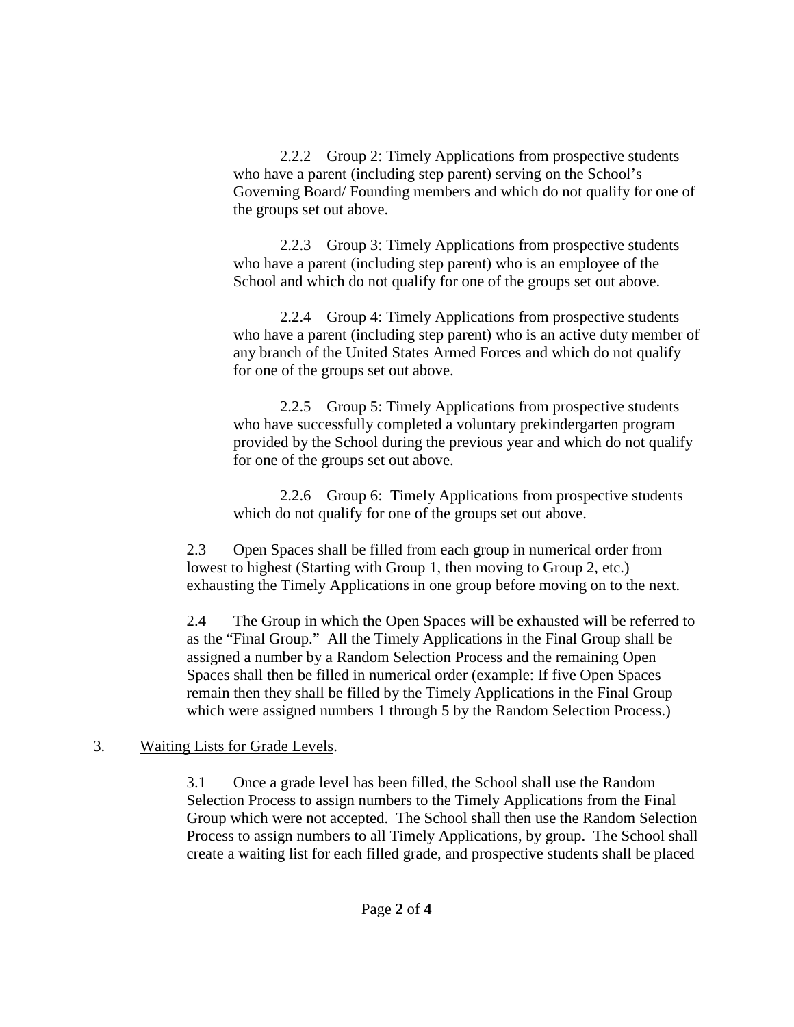2.2.2 Group 2: Timely Applications from prospective students who have a parent (including step parent) serving on the School's Governing Board/ Founding members and which do not qualify for one of the groups set out above.

2.2.3 Group 3: Timely Applications from prospective students who have a parent (including step parent) who is an employee of the School and which do not qualify for one of the groups set out above.

2.2.4 Group 4: Timely Applications from prospective students who have a parent (including step parent) who is an active duty member of any branch of the United States Armed Forces and which do not qualify for one of the groups set out above.

2.2.5 Group 5: Timely Applications from prospective students who have successfully completed a voluntary prekindergarten program provided by the School during the previous year and which do not qualify for one of the groups set out above.

2.2.6 Group 6: Timely Applications from prospective students which do not qualify for one of the groups set out above.

2.3 Open Spaces shall be filled from each group in numerical order from lowest to highest (Starting with Group 1, then moving to Group 2, etc.) exhausting the Timely Applications in one group before moving on to the next.

2.4 The Group in which the Open Spaces will be exhausted will be referred to as the "Final Group." All the Timely Applications in the Final Group shall be assigned a number by a Random Selection Process and the remaining Open Spaces shall then be filled in numerical order (example: If five Open Spaces remain then they shall be filled by the Timely Applications in the Final Group which were assigned numbers 1 through 5 by the Random Selection Process.)

3. Waiting Lists for Grade Levels.

3.1 Once a grade level has been filled, the School shall use the Random Selection Process to assign numbers to the Timely Applications from the Final Group which were not accepted. The School shall then use the Random Selection Process to assign numbers to all Timely Applications, by group. The School shall create a waiting list for each filled grade, and prospective students shall be placed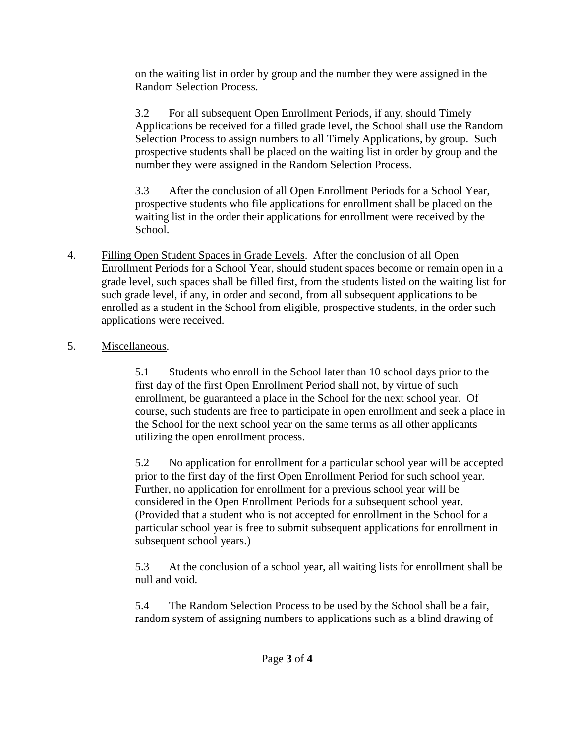on the waiting list in order by group and the number they were assigned in the Random Selection Process.

3.2 For all subsequent Open Enrollment Periods, if any, should Timely Applications be received for a filled grade level, the School shall use the Random Selection Process to assign numbers to all Timely Applications, by group. Such prospective students shall be placed on the waiting list in order by group and the number they were assigned in the Random Selection Process.

3.3 After the conclusion of all Open Enrollment Periods for a School Year, prospective students who file applications for enrollment shall be placed on the waiting list in the order their applications for enrollment were received by the School.

4. Filling Open Student Spaces in Grade Levels. After the conclusion of all Open Enrollment Periods for a School Year, should student spaces become or remain open in a grade level, such spaces shall be filled first, from the students listed on the waiting list for such grade level, if any, in order and second, from all subsequent applications to be enrolled as a student in the School from eligible, prospective students, in the order such applications were received.

5. Miscellaneous.

5.1 Students who enroll in the School later than 10 school days prior to the first day of the first Open Enrollment Period shall not, by virtue of such enrollment, be guaranteed a place in the School for the next school year. Of course, such students are free to participate in open enrollment and seek a place in the School for the next school year on the same terms as all other applicants utilizing the open enrollment process.

5.2 No application for enrollment for a particular school year will be accepted prior to the first day of the first Open Enrollment Period for such school year. Further, no application for enrollment for a previous school year will be considered in the Open Enrollment Periods for a subsequent school year. (Provided that a student who is not accepted for enrollment in the School for a particular school year is free to submit subsequent applications for enrollment in subsequent school years.)

5.3 At the conclusion of a school year, all waiting lists for enrollment shall be null and void.

5.4 The Random Selection Process to be used by the School shall be a fair, random system of assigning numbers to applications such as a blind drawing of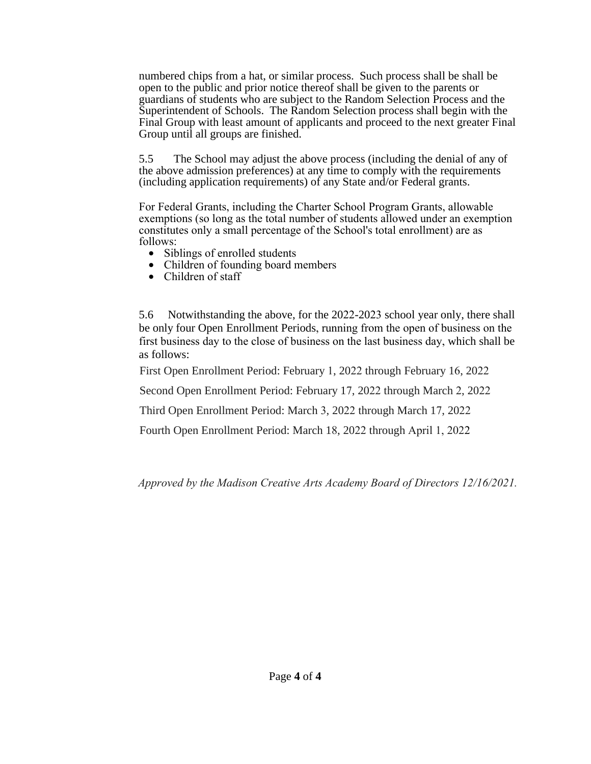numbered chips from a hat, or similar process. Such process shall be shall be open to the public and prior notice thereof shall be given to the parents or guardians of students who are subject to the Random Selection Process and the Superintendent of Schools. The Random Selection process shall begin with the Final Group with least amount of applicants and proceed to the next greater Final Group until all groups are finished.

5.5 The School may adjust the above process (including the denial of any of the above admission preferences) at any time to comply with the requirements (including application requirements) of any State and/or Federal grants.

For Federal Grants, including the Charter School Program Grants, allowable exemptions (so long as the total number of students allowed under an exemption constitutes only a small percentage of the School's total enrollment) are as follows:

- Siblings of enrolled students
- Children of founding board members
- Children of staff

5.6 Notwithstanding the above, for the 2022-2023 school year only, there shall be only four Open Enrollment Periods, running from the open of business on the first business day to the close of business on the last business day, which shall be as follows:

First Open Enrollment Period: February 1, 2022 through February 16, 2022

Second Open Enrollment Period: February 17, 2022 through March 2, 2022

Third Open Enrollment Period: March 3, 2022 through March 17, 2022

Fourth Open Enrollment Period: March 18, 2022 through April 1, 2022

*Approved by the Madison Creative Arts Academy Board of Directors 12/16/2021.*